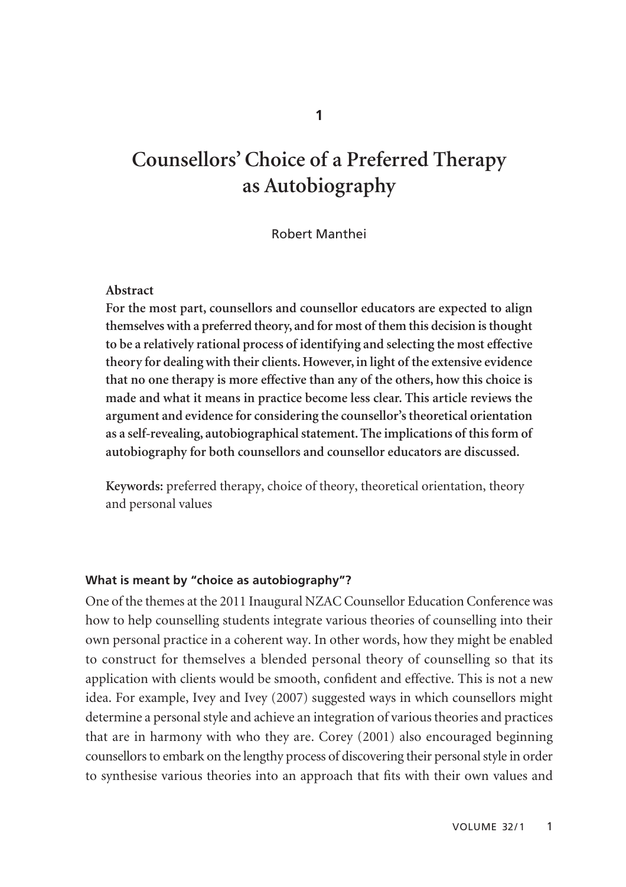1

# Counsellors' Choice of a Preferred Therapy as Autobiography

Robert Manthei

**Abstract**

**For the most part, counsellors and counsellor educators are expected to align themselves with a preferred theory, and for most of them this decision is thought to be a relatively rational process of identifying and selecting the most effective theory for dealing with their clients. However, in light of the extensive evidence that no one therapy is more effective than any of the others, how this choice is made and what it means in practice become less clear. This article reviews the argument and evidence for considering the counsellor's theoretical orientation as a self-revealing, autobiographical statement. The implications of this form of autobiography for both counsellors and counsellor educators are discussed.**

**Keywords:** preferred therapy, choice of theory, theoretical orientation, theory and personal values

## What is meant by "choice as autobiography"?

One of the themes at the 2011 Inaugural NZAC Counsellor Education Conference was how to help counselling students integrate various theories of counselling into their own personal practice in a coherent way. In other words, how they might be enabled to construct for themselves a blended personal theory of counselling so that its application with clients would be smooth, confident and effective. This is not a new idea. For example, Ivey and Ivey (2007) suggested ways in which counsellors might determine a personal style and achieve an integration of various theories and practices that are in harmony with who they are. Corey (2001) also encouraged beginning counsellors to embark on the lengthy process of discovering their personal style in order to synthesise various theories into an approach that fits with their own values and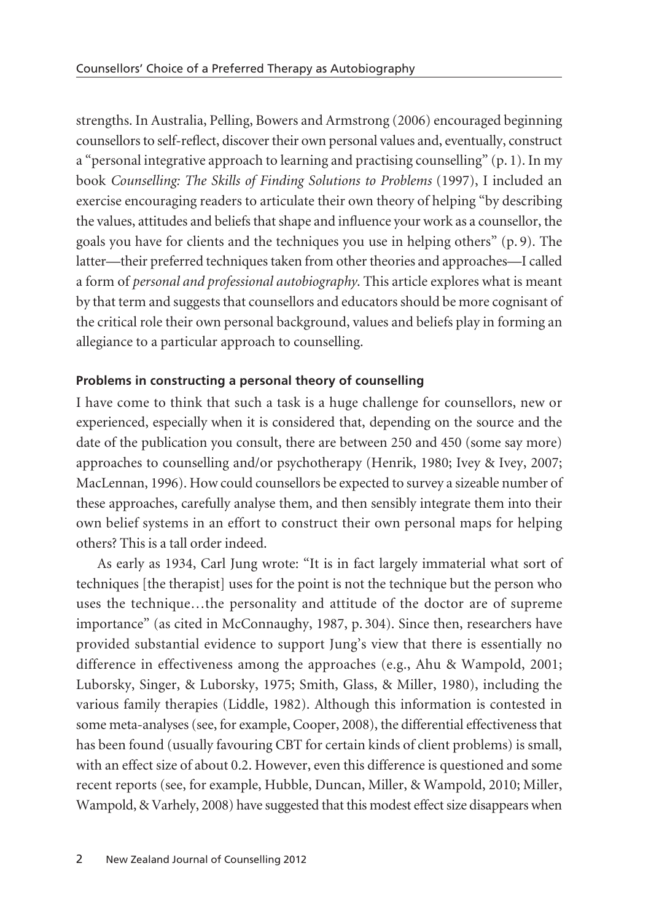strengths. In Australia, Pelling, Bowers and Armstrong (2006) encouraged beginning counsellors to self-reflect, discover their own personal values and, eventually, construct a "personal integrative approach to learning and practising counselling" (p. 1). In my book *Counselling: The Skills of Finding Solutions to Problems* (1997), I included an exercise encouraging readers to articulate their own theory of helping "by describing the values, attitudes and beliefs that shape and influence your work as a counsellor, the goals you have for clients and the techniques you use in helping others" (p. 9). The latter—their preferred techniques taken from other theories and approaches—I called a form of *personal and professional autobiography*. This article explores what is meant by that term and suggests that counsellors and educators should be more cognisant of the critical role their own personal background, values and beliefs play in forming an allegiance to a particular approach to counselling.

### Problems in constructing a personal theory of counselling

I have come to think that such a task is a huge challenge for counsellors, new or experienced, especially when it is considered that, depending on the source and the date of the publication you consult, there are between 250 and 450 (some say more) approaches to counselling and/or psychotherapy (Henrik, 1980; Ivey & Ivey, 2007; MacLennan, 1996). How could counsellors be expected to survey a sizeable number of these approaches, carefully analyse them, and then sensibly integrate them into their own belief systems in an effort to construct their own personal maps for helping others? This is a tall order indeed.

As early as 1934, Carl Jung wrote: "It is in fact largely immaterial what sort of techniques [the therapist] uses for the point is not the technique but the person who uses the technique…the personality and attitude of the doctor are of supreme importance" (as cited in McConnaughy, 1987, p. 304). Since then, researchers have provided substantial evidence to support Jung's view that there is essentially no difference in effectiveness among the approaches (e.g., Ahu & Wampold, 2001; Luborsky, Singer, & Luborsky, 1975; Smith, Glass, & Miller, 1980), including the various family therapies (Liddle, 1982). Although this information is contested in some meta-analyses (see, for example, Cooper, 2008), the differential effectiveness that has been found (usually favouring CBT for certain kinds of client problems) is small, with an effect size of about 0.2. However, even this difference is questioned and some recent reports (see, for example, Hubble, Duncan, Miller, & Wampold, 2010; Miller, Wampold, & Varhely, 2008) have suggested that this modest effect size disappears when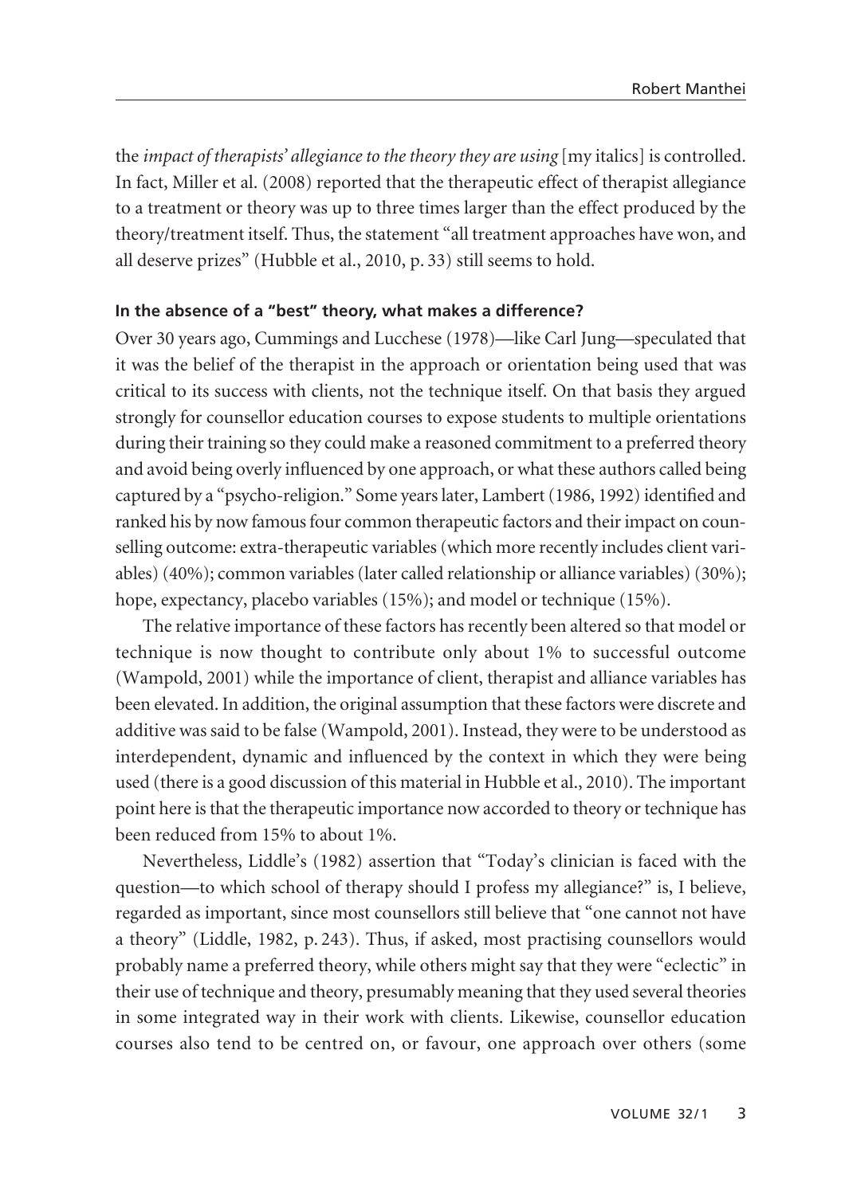the *impact of therapists' allegiance to the theory they are using* [my italics] is controlled. In fact, Miller et al. (2008) reported that the therapeutic effect of therapist allegiance to a treatment or theory was up to three times larger than the effect produced by the theory/treatment itself. Thus, the statement "all treatment approaches have won, and all deserve prizes" (Hubble et al., 2010, p. 33) still seems to hold.

### In the absence of a "best" theory, what makes a difference?

Over 30 years ago, Cummings and Lucchese (1978)—like Carl Jung—speculated that it was the belief of the therapist in the approach or orientation being used that was critical to its success with clients, not the technique itself. On that basis they argued strongly for counsellor education courses to expose students to multiple orientations during their training so they could make a reasoned commitment to a preferred theory and avoid being overly influenced by one approach, or what these authors called being captured by a "psycho-religion." Some years later, Lambert (1986, 1992) identified and ranked his by now famous four common therapeutic factors and their impact on counselling outcome: extra-therapeutic variables (which more recently includes client variables) (40%); common variables (later called relationship or alliance variables) (30%); hope, expectancy, placebo variables (15%); and model or technique (15%).

The relative importance of these factors has recently been altered so that model or technique is now thought to contribute only about 1% to successful outcome (Wampold, 2001) while the importance of client, therapist and alliance variables has been elevated. In addition, the original assumption that these factors were discrete and additive was said to be false (Wampold, 2001). Instead, they were to be understood as interdependent, dynamic and influenced by the context in which they were being used (there is a good discussion of this material in Hubble et al., 2010). The important point here is that the therapeutic importance now accorded to theory or technique has been reduced from 15% to about 1%.

Nevertheless, Liddle's (1982) assertion that "Today's clinician is faced with the question—to which school of therapy should I profess my allegiance?" is, I believe, regarded as important, since most counsellors still believe that "one cannot not have a theory" (Liddle, 1982, p. 243). Thus, if asked, most practising counsellors would probably name a preferred theory, while others might say that they were "eclectic" in their use of technique and theory, presumably meaning that they used several theories in some integrated way in their work with clients. Likewise, counsellor education courses also tend to be centred on, or favour, one approach over others (some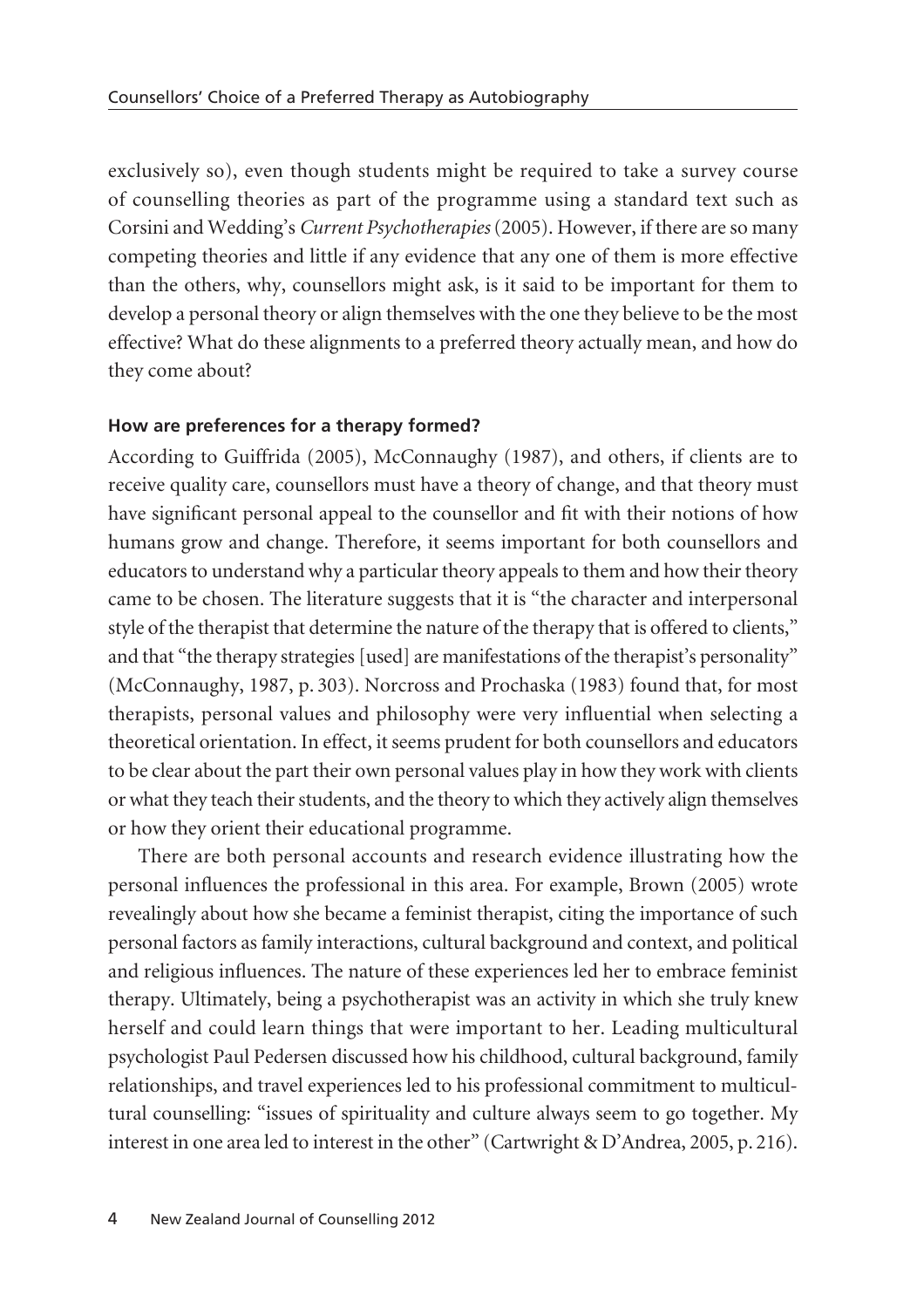exclusively so), even though students might be required to take a survey course of counselling theories as part of the programme using a standard text such as Corsini and Wedding's *Current Psychotherapies* (2005). However, if there are so many competing theories and little if any evidence that any one of them is more effective than the others, why, counsellors might ask, is it said to be important for them to develop a personal theory or align themselves with the one they believe to be the most effective? What do these alignments to a preferred theory actually mean, and how do they come about?

### How are preferences for a therapy formed?

According to Guiffrida (2005), McConnaughy (1987), and others, if clients are to receive quality care, counsellors must have a theory of change, and that theory must have significant personal appeal to the counsellor and fit with their notions of how humans grow and change. Therefore, it seems important for both counsellors and educators to understand why a particular theory appeals to them and how their theory came to be chosen. The literature suggests that it is "the character and interpersonal style of the therapist that determine the nature of the therapy that is offered to clients," and that "the therapy strategies [used] are manifestations of the therapist's personality" (McConnaughy, 1987, p. 303). Norcross and Prochaska (1983) found that, for most therapists, personal values and philosophy were very influential when selecting a theoretical orientation. In effect, it seems prudent for both counsellors and educators to be clear about the part their own personal values play in how they work with clients or what they teach their students, and the theory to which they actively align themselves or how they orient their educational programme.

There are both personal accounts and research evidence illustrating how the personal influences the professional in this area. For example, Brown (2005) wrote revealingly about how she became a feminist therapist, citing the importance of such personal factors as family interactions, cultural background and context, and political and religious influences. The nature of these experiences led her to embrace feminist therapy. Ultimately, being a psychotherapist was an activity in which she truly knew herself and could learn things that were important to her. Leading multicultural psychologist Paul Pedersen discussed how his childhood, cultural background, family relationships, and travel experiences led to his professional commitment to multicultural counselling: "issues of spirituality and culture always seem to go together. My interest in one area led to interest in the other" (Cartwright & D'Andrea, 2005, p. 216).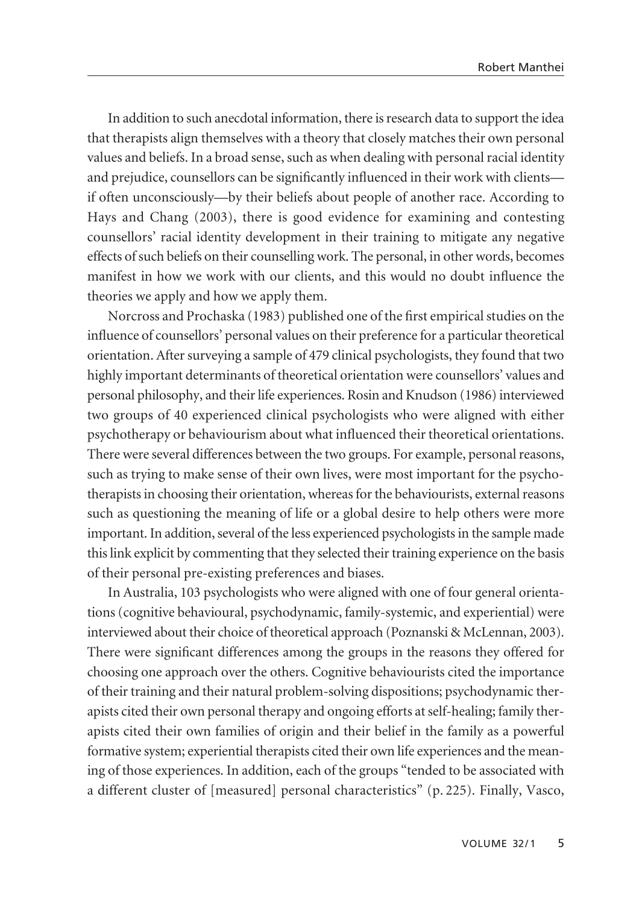In addition to such anecdotal information, there is research data to support the idea that therapists align themselves with a theory that closely matches their own personal values and beliefs. In a broad sense, such as when dealing with personal racial identity and prejudice, counsellors can be significantly influenced in their work with clients—if often unconsciously—by their beliefs about people of another race. According to Hays and Chang (2003), there is good evidence for examining and contesting counsellors' racial identity development in their training to mitigate any negative effects of such beliefs on their counselling work. The personal, in other words, becomes manifest in how we work with our clients, and this would no doubt influence the theories we apply and how we apply them.

Norcross and Prochaska (1983) published one of the first empirical studies on the influence of counsellors' personal values on their preference for a particular theoretical orientation. After surveying a sample of 479 clinical psychologists, they found that two highly important determinants of theoretical orientation were counsellors' values and personal philosophy, and their life experiences. Rosin and Knudson (1986) interviewed two groups of 40 experienced clinical psychologists who were aligned with either psychotherapy or behaviourism about what influenced their theoretical orientations. There were several differences between the two groups. For example, personal reasons, such as trying to make sense of their own lives, were most important for the psychotherapists in choosing their orientation, whereas for the behaviourists, external reasons such as questioning the meaning of life or a global desire to help others were more important. In addition, several of the less experienced psychologists in the sample made this link explicit by commenting that they selected their training experience on the basis of their personal pre-existing preferences and biases.

In Australia, 103 psychologists who were aligned with one of four general orientations (cognitive behavioural, psychodynamic, family-systemic, and experiential) were interviewed about their choice of theoretical approach (Poznanski & McLennan, 2003). There were significant differences among the groups in the reasons they offered for choosing one approach over the others. Cognitive behaviourists cited the importance of their training and their natural problem-solving dispositions; psychodynamic therapists cited their own personal therapy and ongoing efforts at self-healing; family therapists cited their own families of origin and their belief in the family as a powerful formative system; experiential therapists cited their own life experiences and the meaning of those experiences. In addition, each of the groups "tended to be associated with a different cluster of [measured] personal characteristics" (p. 225). Finally, Vasco,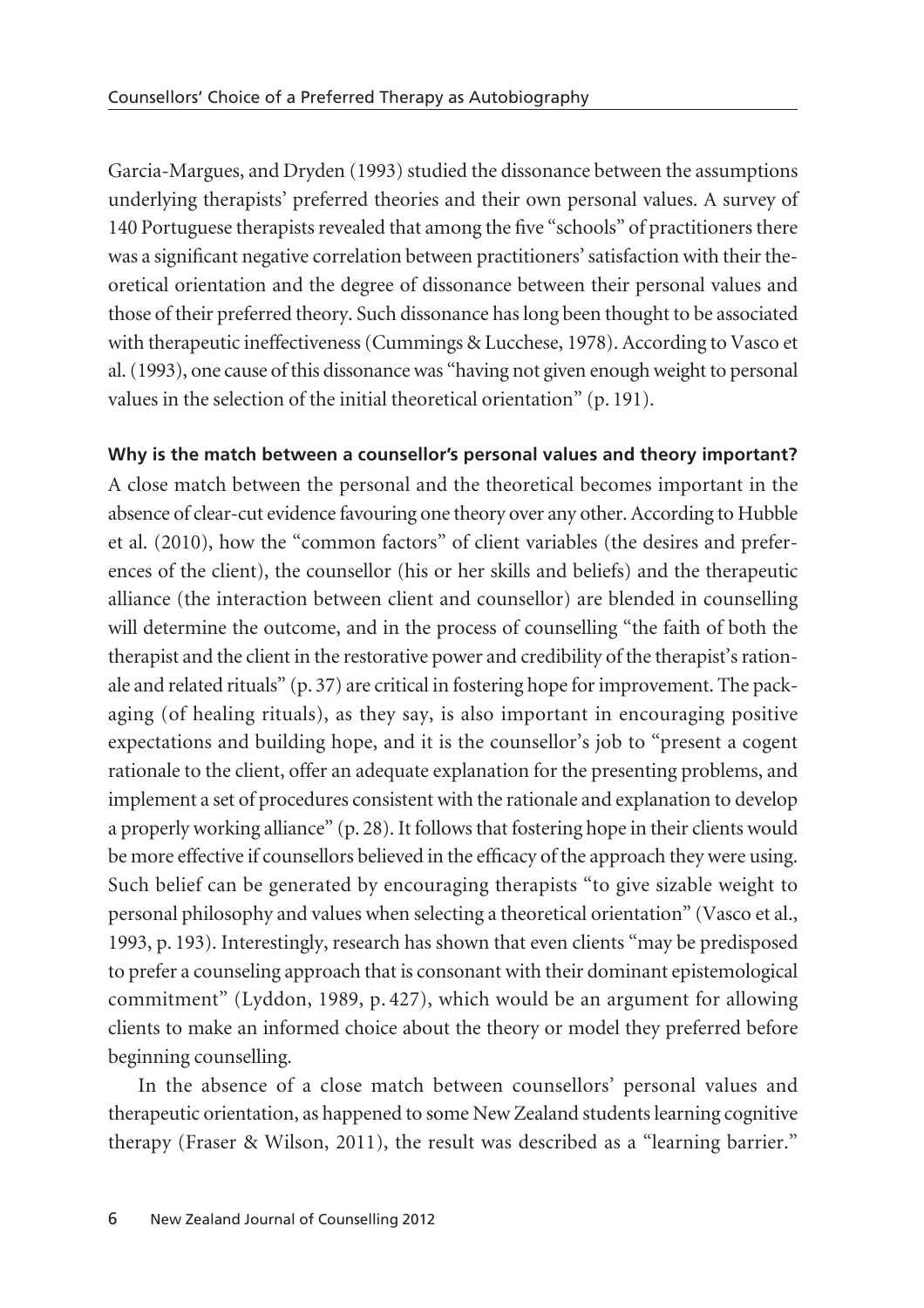Garcia-Margues, and Dryden (1993) studied the dissonance between the assumptions underlying therapists' preferred theories and their own personal values. A survey of 140 Portuguese therapists revealed that among the five "schools" of practitioners there was a significant negative correlation between practitioners' satisfaction with their theoretical orientation and the degree of dissonance between their personal values and those of their preferred theory. Such dissonance has long been thought to be associated with therapeutic ineffectiveness (Cummings & Lucchese, 1978). According to Vasco et al. (1993), one cause of this dissonance was "having not given enough weight to personal values in the selection of the initial theoretical orientation" (p. 191).

**Why is the match between a counsellor's personal values and theory important?**

A close match between the personal and the theoretical becomes important in the absence of clear-cut evidence favouring one theory over any other. According to Hubble et al. (2010), how the "common factors" of client variables (the desires and preferences of the client), the counsellor (his or her skills and beliefs) and the therapeutic alliance (the interaction between client and counsellor) are blended in counselling will determine the outcome, and in the process of counselling "the faith of both the therapist and the client in the restorative power and credibility of the therapist's rationale and related rituals" (p. 37) are critical in fostering hope for improvement. The packaging (of healing rituals), as they say, is also important in encouraging positive expectations and building hope, and it is the counsellor's job to "present a cogent rationale to the client, offer an adequate explanation for the presenting problems, and implement a set of procedures consistent with the rationale and explanation to develop a properly working alliance" (p. 28). It follows that fostering hope in their clients would be more effective if counsellors believed in the efficacy of the approach they were using. Such belief can be generated by encouraging therapists "to give sizable weight to personal philosophy and values when selecting a theoretical orientation" (Vasco et al., 1993, p. 193). Interestingly, research has shown that even clients "may be predisposed to prefer a counseling approach that is consonant with their dominant epistemological commitment" (Lyddon, 1989, p. 427), which would be an argument for allowing clients to make an informed choice about the theory or model they preferred before beginning counselling.

In the absence of a close match between counsellors' personal values and therapeutic orientation, as happened to some New Zealand students learning cognitive therapy (Fraser & Wilson, 2011), the result was described as a "learning barrier."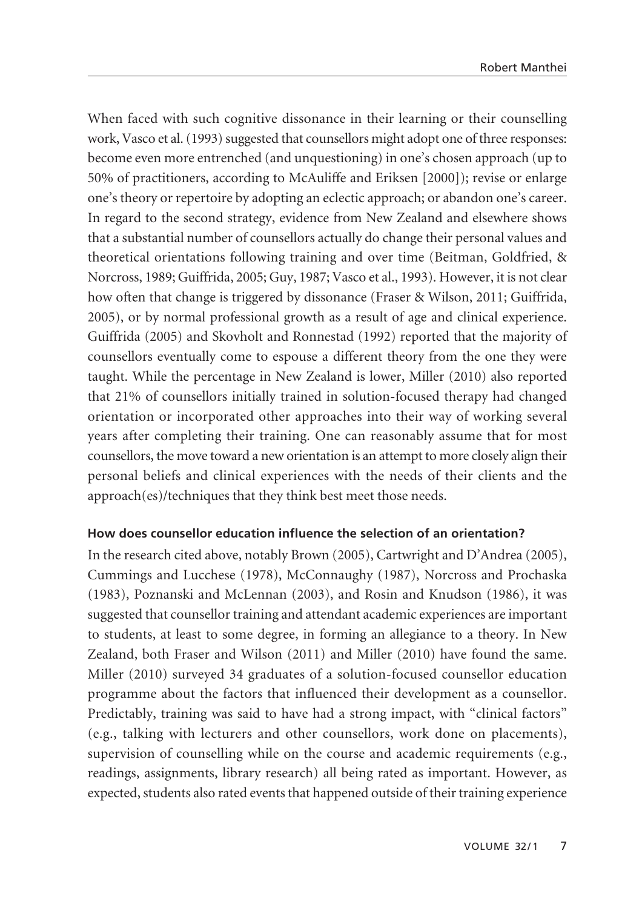When faced with such cognitive dissonance in their learning or their counselling work, Vasco et al. (1993) suggested that counsellors might adopt one of three responses: become even more entrenched (and unquestioning) in one's chosen approach (up to 50% of practitioners, according to McAuliffe and Eriksen [2000]); revise or enlarge one's theory or repertoire by adopting an eclectic approach; or abandon one's career. In regard to the second strategy, evidence from New Zealand and elsewhere shows that a substantial number of counsellors actually do change their personal values and theoretical orientations following training and over time (Beitman, Goldfried, & Norcross, 1989; Guiffrida, 2005; Guy, 1987; Vasco et al., 1993). However, it is not clear how often that change is triggered by dissonance (Fraser & Wilson, 2011; Guiffrida, 2005), or by normal professional growth as a result of age and clinical experience. Guiffrida (2005) and Skovholt and Ronnestad (1992) reported that the majority of counsellors eventually come to espouse a different theory from the one they were taught. While the percentage in New Zealand is lower, Miller (2010) also reported that 21% of counsellors initially trained in solution-focused therapy had changed orientation or incorporated other approaches into their way of working several years after completing their training. One can reasonably assume that for most counsellors, the move toward a new orientation is an attempt to more closely align their personal beliefs and clinical experiences with the needs of their clients and the approach(es)/techniques that they think best meet those needs.

**How does counsellor education influence the selection of an orientation?**

In the research cited above, notably Brown (2005), Cartwright and D'Andrea (2005), Cummings and Lucchese (1978), McConnaughy (1987), Norcross and Prochaska (1983), Poznanski and McLennan (2003), and Rosin and Knudson (1986), it was suggested that counsellor training and attendant academic experiences are important to students, at least to some degree, in forming an allegiance to a theory. In New Zealand, both Fraser and Wilson (2011) and Miller (2010) have found the same. Miller (2010) surveyed 34 graduates of a solution-focused counsellor education programme about the factors that influenced their development as a counsellor. Predictably, training was said to have had a strong impact, with "clinical factors" (e.g., talking with lecturers and other counsellors, work done on placements), supervision of counselling while on the course and academic requirements (e.g., readings, assignments, library research) all being rated as important. However, as expected, students also rated events that happened outside of their training experience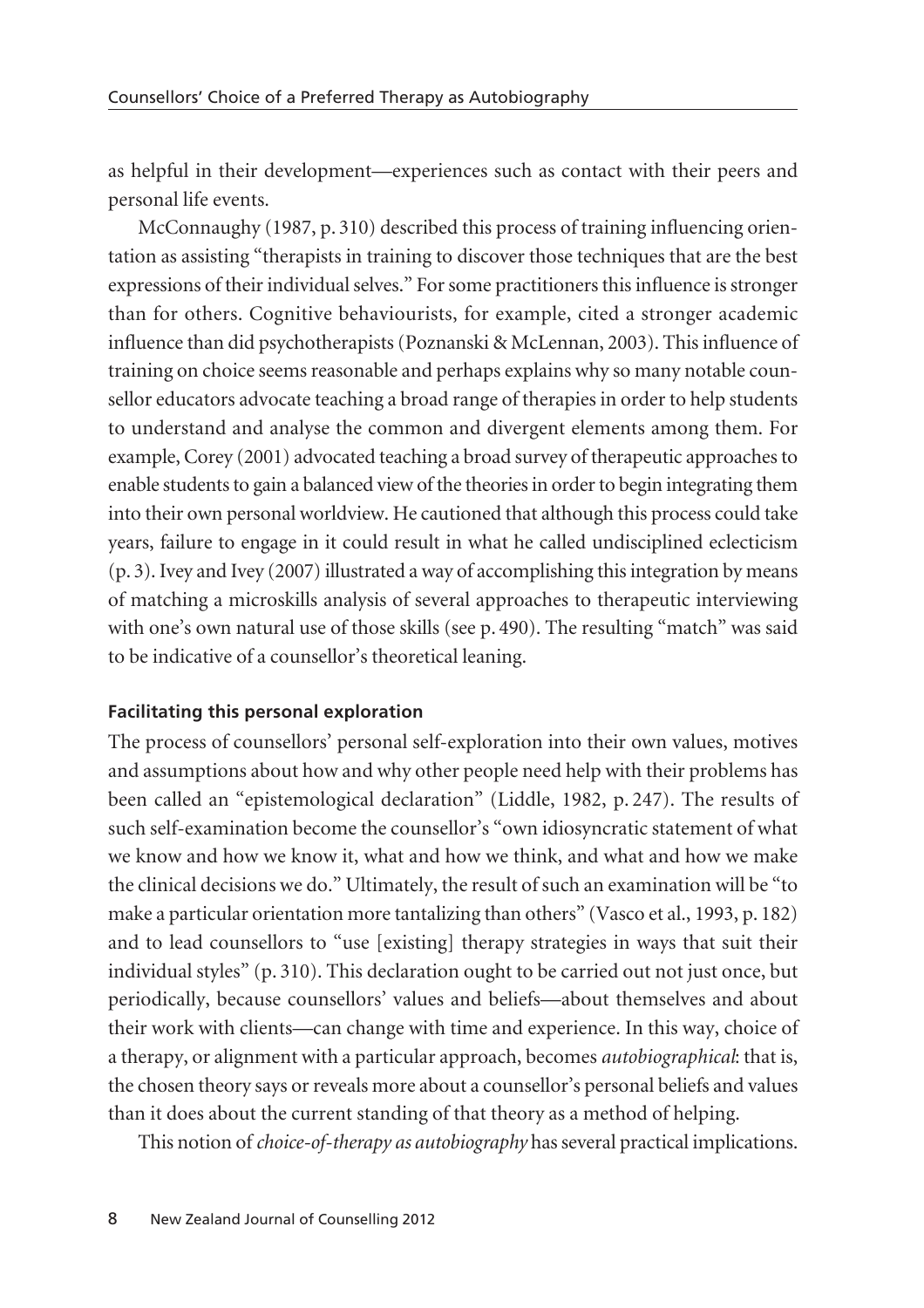as helpful in their development—experiences such as contact with their peers and personal life events.

McConnaughy (1987, p. 310) described this process of training influencing orientation as assisting "therapists in training to discover those techniques that are the best expressions of their individual selves." For some practitioners this influence is stronger than for others. Cognitive behaviourists, for example, cited a stronger academic influence than did psychotherapists (Poznanski & McLennan, 2003). This influence of training on choice seems reasonable and perhaps explains why so many notable counsellor educators advocate teaching a broad range of therapies in order to help students to understand and analyse the common and divergent elements among them. For example, Corey (2001) advocated teaching a broad survey of therapeutic approaches to enable students to gain a balanced view of the theories in order to begin integrating them into their own personal worldview. He cautioned that although this process could take years, failure to engage in it could result in what he called undisciplined eclecticism (p. 3). Ivey and Ivey (2007) illustrated a way of accomplishing this integration by means of matching a microskills analysis of several approaches to therapeutic interviewing with one's own natural use of those skills (see p. 490). The resulting "match" was said to be indicative of a counsellor's theoretical leaning.

**Facilitating this personal exploration**

The process of counsellors' personal self-exploration into their own values, motives and assumptions about how and why other people need help with their problems has been called an "epistemological declaration" (Liddle, 1982, p. 247). The results of such self-examination become the counsellor's "own idiosyncratic statement of what we know and how we know it, what and how we think, and what and how we make the clinical decisions we do." Ultimately, the result of such an examination will be "to make a particular orientation more tantalizing than others" (Vasco et al., 1993, p. 182) and to lead counsellors to "use [existing] therapy strategies in ways that suit their individual styles" (p. 310). This declaration ought to be carried out not just once, but periodically, because counsellors' values and beliefs—about themselves and about their work with clients—can change with time and experience. In this way, choice of a therapy, or alignment with a particular approach, becomes *autobiographical*: that is, the chosen theory says or reveals more about a counsellor's personal beliefs and values than it does about the current standing of that theory as a method of helping.

This notion of *choice-of-therapy as autobiography* has several practical implications.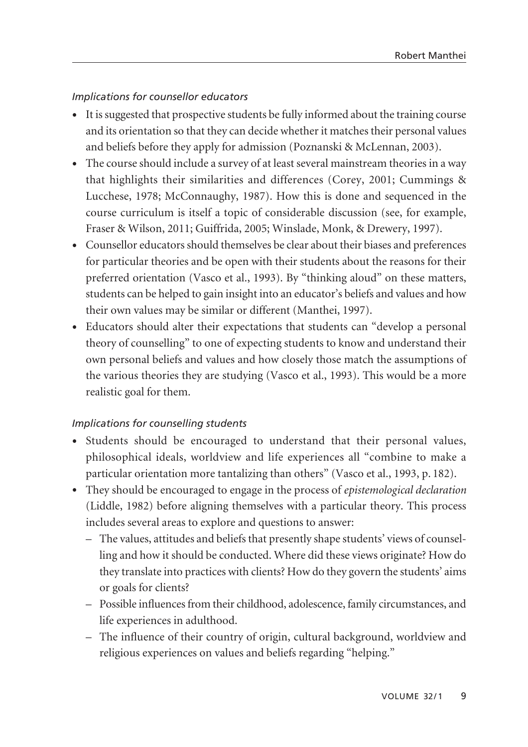*Implications for counsellor educators*

- It is suggested that prospective students be fully informed about the training course and its orientation so that they can decide whether it matches their personal values and beliefs before they apply for admission (Poznanski & McLennan, 2003).
- The course should include a survey of at least several mainstream theories in a way that highlights their similarities and differences (Corey, 2001; Cummings & Lucchese, 1978; McConnaughy, 1987). How this is done and sequenced in the course curriculum is itself a topic of considerable discussion (see, for example, Fraser & Wilson, 2011; Guiffrida, 2005; Winslade, Monk, & Drewery, 1997).
- Counsellor educators should themselves be clear about their biases and preferences for particular theories and be open with their students about the reasons for their preferred orientation (Vasco et al., 1993). By "thinking aloud" on these matters, students can be helped to gain insight into an educator's beliefs and values and how their own values may be similar or different (Manthei, 1997).
- Educators should alter their expectations that students can "develop a personal theory of counselling" to one of expecting students to know and understand their own personal beliefs and values and how closely those match the assumptions of the various theories they are studying (Vasco et al., 1993). This would be a more realistic goal for them.

*Implications for counselling students*

- Students should be encouraged to understand that their personal values, philosophical ideals, worldview and life experiences all "combine to make a particular orientation more tantalizing than others" (Vasco et al., 1993, p. 182).
- They should be encouraged to engage in the process of *epistemological declaration* (Liddle, 1982) before aligning themselves with a particular theory. This process includes several areas to explore and questions to answer:
  - The values, attitudes and beliefs that presently shape students' views of counselling and how it should be conducted. Where did these views originate? How do they translate into practices with clients? How do they govern the students' aims or goals for clients?
  - Possible influences from their childhood, adolescence, family circumstances, and life experiences in adulthood.
  - The influence of their country of origin, cultural background, worldview and religious experiences on values and beliefs regarding "helping."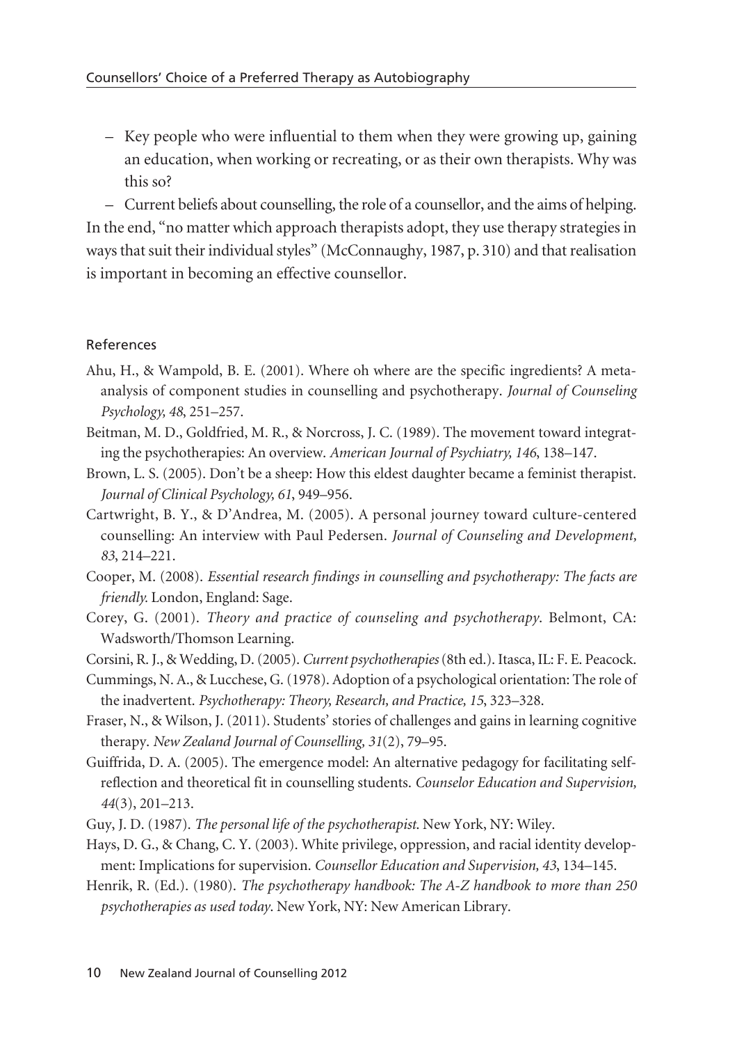– Key people who were influential to them when they were growing up, gaining an education, when working or recreating, or as their own therapists. Why was this so?

– Current beliefs about counselling, the role of a counsellor, and the aims of helping.

In the end, "no matter which approach therapists adopt, they use therapy strategies in ways that suit their individual styles" (McConnaughy, 1987, p. 310) and that realisation is important in becoming an effective counsellor.

## References

Ahu, H., & Wampold, B. E. (2001). Where oh where are the specific ingredients? A meta-analysis of component studies in counselling and psychotherapy. *Journal of Counseling Psychology, 48*, 251–257.

Beitman, M. D., Goldfried, M. R., & Norcross, J. C. (1989). The movement toward integrating the psychotherapies: An overview. *American Journal of Psychiatry, 146*, 138–147.

Brown, L. S. (2005). Don't be a sheep: How this eldest daughter became a feminist therapist. *Journal of Clinical Psychology, 61*, 949–956.

Cartwright, B. Y., & D'Andrea, M. (2005). A personal journey toward culture-centered counselling: An interview with Paul Pedersen. *Journal of Counseling and Development, 83*, 214–221.

Cooper, M. (2008). *Essential research findings in counselling and psychotherapy: The facts are friendly.* London, England: Sage.

Corey, G. (2001). *Theory and practice of counseling and psychotherapy*. Belmont, CA: Wadsworth/Thomson Learning.

Corsini, R. J., & Wedding, D. (2005). *Current psychotherapies* (8th ed.). Itasca, IL: F. E. Peacock.

Cummings, N. A., & Lucchese, G. (1978). Adoption of a psychological orientation: The role of the inadvertent. *Psychotherapy: Theory, Research, and Practice, 15*, 323–328.

Fraser, N., & Wilson, J. (2011). Students' stories of challenges and gains in learning cognitive therapy. *New Zealand Journal of Counselling, 31*(2), 79–95.

Guiffrida, D. A. (2005). The emergence model: An alternative pedagogy for facilitating self-reflection and theoretical fit in counselling students. *Counselor Education and Supervision, 44*(3), 201–213.

Guy, J. D. (1987). *The personal life of the psychotherapist.* New York, NY: Wiley.

Hays, D. G., & Chang, C. Y. (2003). White privilege, oppression, and racial identity development: Implications for supervision. *Counsellor Education and Supervision, 43*, 134–145.

Henrik, R. (Ed.). (1980). *The psychotherapy handbook: The A-Z handbook to more than 250 psychotherapies as used today*. New York, NY: New American Library.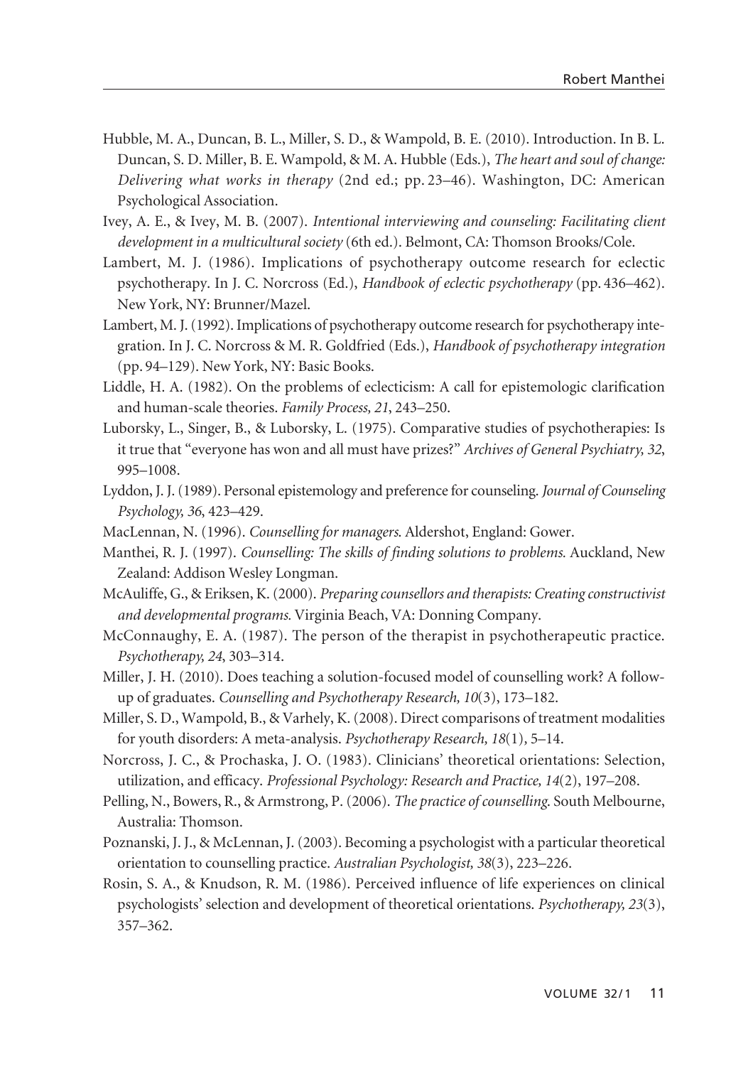Hubble, M. A., Duncan, B. L., Miller, S. D., & Wampold, B. E. (2010). Introduction. In B. L. Duncan, S. D. Miller, B. E. Wampold, & M. A. Hubble (Eds.), *The heart and soul of change: Delivering what works in therapy* (2nd ed.; pp. 23–46). Washington, DC: American Psychological Association.

Ivey, A. E., & Ivey, M. B. (2007). *Intentional interviewing and counseling: Facilitating client development in a multicultural society* (6th ed.). Belmont, CA: Thomson Brooks/Cole.

Lambert, M. J. (1986). Implications of psychotherapy outcome research for eclectic psychotherapy. In J. C. Norcross (Ed.), *Handbook of eclectic psychotherapy* (pp. 436–462). New York, NY: Brunner/Mazel.

Lambert, M. J. (1992). Implications of psychotherapy outcome research for psychotherapy integration. In J. C. Norcross & M. R. Goldfried (Eds.), *Handbook of psychotherapy integration* (pp. 94–129). New York, NY: Basic Books.

Liddle, H. A. (1982). On the problems of eclecticism: A call for epistemologic clarification and human-scale theories. *Family Process, 21*, 243–250.

Luborsky, L., Singer, B., & Luborsky, L. (1975). Comparative studies of psychotherapies: Is it true that "everyone has won and all must have prizes?" *Archives of General Psychiatry, 32*, 995–1008.

Lyddon, J. J. (1989). Personal epistemology and preference for counseling. *Journal of Counseling Psychology, 36*, 423–429.

MacLennan, N. (1996). *Counselling for managers.* Aldershot, England: Gower.

Manthei, R. J. (1997). *Counselling: The skills of finding solutions to problems.* Auckland, New Zealand: Addison Wesley Longman.

McAuliffe, G., & Eriksen, K. (2000). *Preparing counsellors and therapists: Creating constructivist and developmental programs.* Virginia Beach, VA: Donning Company.

McConnaughy, E. A. (1987). The person of the therapist in psychotherapeutic practice. *Psychotherapy, 24*, 303–314.

Miller, J. H. (2010). Does teaching a solution-focused model of counselling work? A follow-up of graduates. *Counselling and Psychotherapy Research, 10*(3), 173–182.

Miller, S. D., Wampold, B., & Varhely, K. (2008). Direct comparisons of treatment modalities for youth disorders: A meta-analysis. *Psychotherapy Research, 18*(1), 5–14.

Norcross, J. C., & Prochaska, J. O. (1983). Clinicians' theoretical orientations: Selection, utilization, and efficacy. *Professional Psychology: Research and Practice, 14*(2), 197–208.

Pelling, N., Bowers, R., & Armstrong, P. (2006). *The practice of counselling.* South Melbourne, Australia: Thomson.

Poznanski, J. J., & McLennan, J. (2003). Becoming a psychologist with a particular theoretical orientation to counselling practice. *Australian Psychologist, 38*(3), 223–226.

Rosin, S. A., & Knudson, R. M. (1986). Perceived influence of life experiences on clinical psychologists' selection and development of theoretical orientations. *Psychotherapy, 23*(3), 357–362.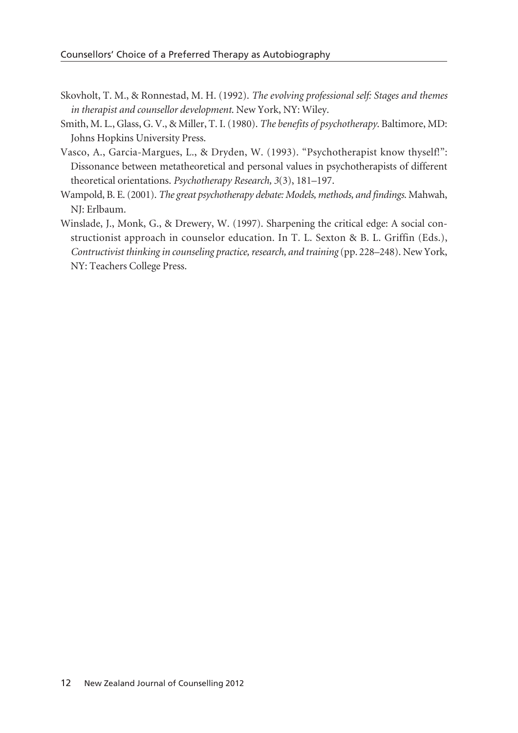Skovholt, T. M., & Ronnestad, M. H. (1992). *The evolving professional self: Stages and themes in therapist and counsellor development*. New York, NY: Wiley.

Smith, M. L., Glass, G. V., & Miller, T. I. (1980). *The benefits of psychotherapy*. Baltimore, MD: Johns Hopkins University Press.

Vasco, A., Garcia-Margues, L., & Dryden, W. (1993). "Psychotherapist know thyself!": Dissonance between metatheoretical and personal values in psychotherapists of different theoretical orientations. *Psychotherapy Research, 3*(3), 181–197.

Wampold, B. E. (2001). *The great psychotherapy debate: Models, methods, and findings*. Mahwah, NJ: Erlbaum.

Winslade, J., Monk, G., & Drewery, W. (1997). Sharpening the critical edge: A social constructionist approach in counselor education. In T. L. Sexton & B. L. Griffin (Eds.), *Contructivist thinking in counseling practice, research, and training* (pp. 228–248). New York, NY: Teachers College Press.